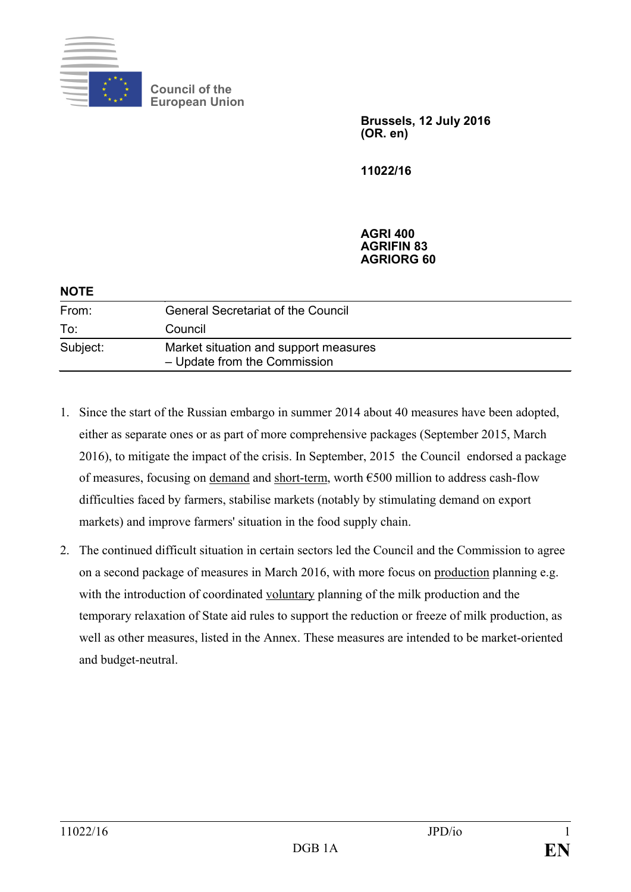Council of the European Union

**Brussels, 12 July 2016**
**(OR. en)**

**11022/16**

**AGRI 400**
**AGRIFIN 83**
**AGRIORG 60**

**NOTE**

| | |
|---|---|
| From: | General Secretariat of the Council |
| To: | Council |
| Subject: | Market situation and support measures<br>– Update from the Commission |

1. Since the start of the Russian embargo in summer 2014 about 40 measures have been adopted, either as separate ones or as part of more comprehensive packages (September 2015, March 2016), to mitigate the impact of the crisis. In September, 2015 the Council endorsed a package of measures, focusing on <u>demand</u> and <u>short-term</u>, worth €500 million to address cash-flow difficulties faced by farmers, stabilise markets (notably by stimulating demand on export markets) and improve farmers' situation in the food supply chain.

2. The continued difficult situation in certain sectors led the Council and the Commission to agree on a second package of measures in March 2016, with more focus on <u>production</u> planning e.g. with the introduction of coordinated <u>voluntary</u> planning of the milk production and the temporary relaxation of State aid rules to support the reduction or freeze of milk production, as well as other measures, listed in the Annex. These measures are intended to be market-oriented and budget-neutral.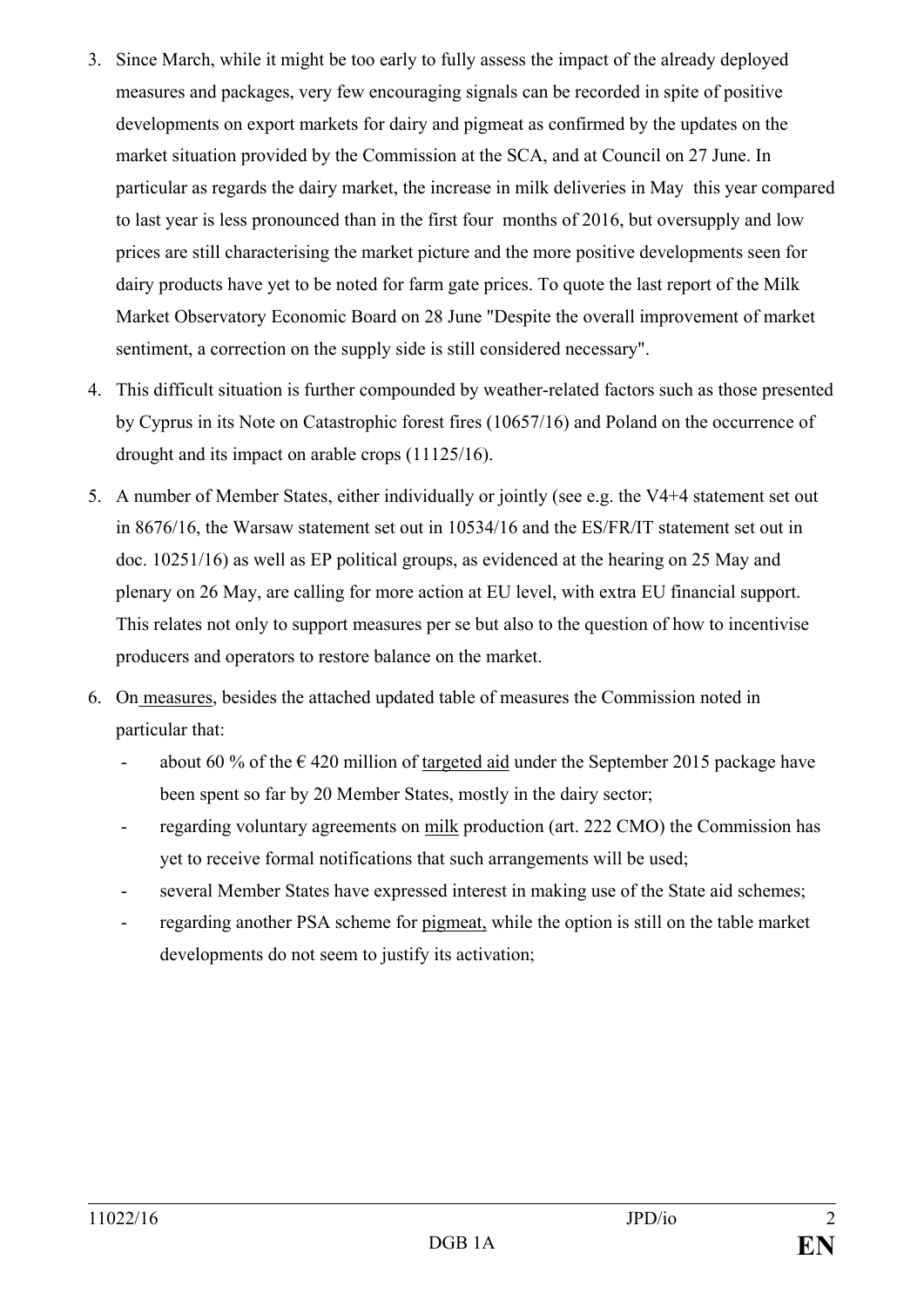3. Since March, while it might be too early to fully assess the impact of the already deployed measures and packages, very few encouraging signals can be recorded in spite of positive developments on export markets for dairy and pigmeat as confirmed by the updates on the market situation provided by the Commission at the SCA, and at Council on 27 June. In particular as regards the dairy market, the increase in milk deliveries in May this year compared to last year is less pronounced than in the first four months of 2016, but oversupply and low prices are still characterising the market picture and the more positive developments seen for dairy products have yet to be noted for farm gate prices. To quote the last report of the Milk Market Observatory Economic Board on 28 June "Despite the overall improvement of market sentiment, a correction on the supply side is still considered necessary".

4. This difficult situation is further compounded by weather-related factors such as those presented by Cyprus in its Note on Catastrophic forest fires (10657/16) and Poland on the occurrence of drought and its impact on arable crops (11125/16).

5. A number of Member States, either individually or jointly (see e.g. the V4+4 statement set out in 8676/16, the Warsaw statement set out in 10534/16 and the ES/FR/IT statement set out in doc. 10251/16) as well as EP political groups, as evidenced at the hearing on 25 May and plenary on 26 May, are calling for more action at EU level, with extra EU financial support. This relates not only to support measures per se but also to the question of how to incentivise producers and operators to restore balance on the market.

6. On measures, besides the attached updated table of measures the Commission noted in particular that:
   - about 60 % of the € 420 million of targeted aid under the September 2015 package have been spent so far by 20 Member States, mostly in the dairy sector;
   - regarding voluntary agreements on milk production (art. 222 CMO) the Commission has yet to receive formal notifications that such arrangements will be used;
   - several Member States have expressed interest in making use of the State aid schemes;
   - regarding another PSA scheme for pigmeat, while the option is still on the table market developments do not seem to justify its activation;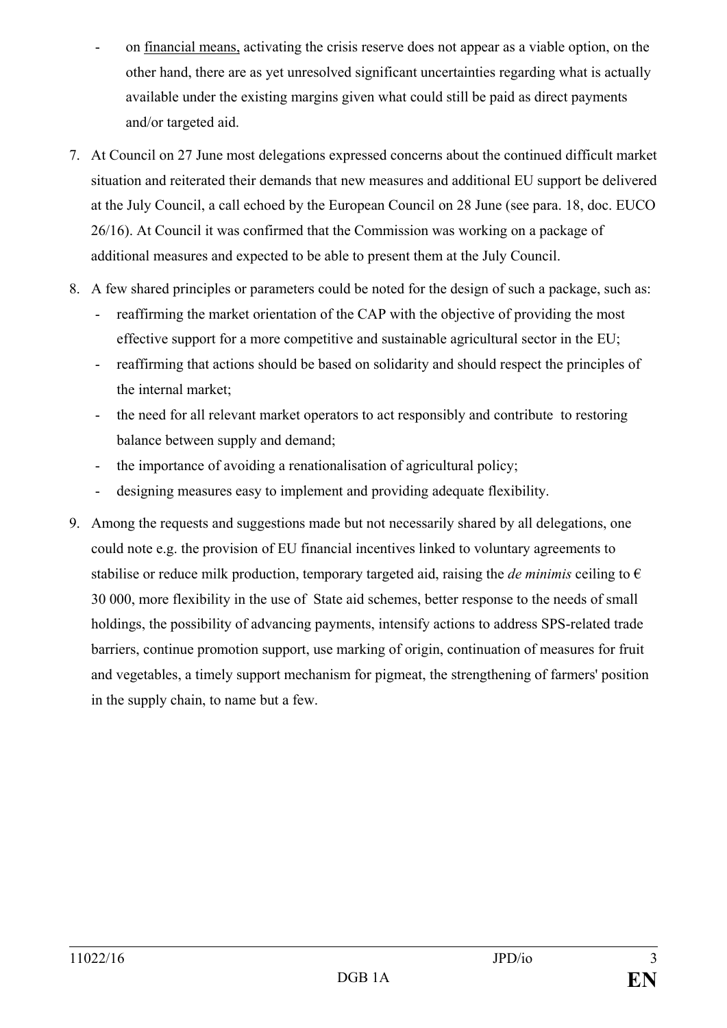- on <u>financial means,</u> activating the crisis reserve does not appear as a viable option, on the other hand, there are as yet unresolved significant uncertainties regarding what is actually available under the existing margins given what could still be paid as direct payments and/or targeted aid.

7. At Council on 27 June most delegations expressed concerns about the continued difficult market situation and reiterated their demands that new measures and additional EU support be delivered at the July Council, a call echoed by the European Council on 28 June (see para. 18, doc. EUCO 26/16). At Council it was confirmed that the Commission was working on a package of additional measures and expected to be able to present them at the July Council.

8. A few shared principles or parameters could be noted for the design of such a package, such as:
   - reaffirming the market orientation of the CAP with the objective of providing the most effective support for a more competitive and sustainable agricultural sector in the EU;
   - reaffirming that actions should be based on solidarity and should respect the principles of the internal market;
   - the need for all relevant market operators to act responsibly and contribute to restoring balance between supply and demand;
   - the importance of avoiding a renationalisation of agricultural policy;
   - designing measures easy to implement and providing adequate flexibility.

9. Among the requests and suggestions made but not necessarily shared by all delegations, one could note e.g. the provision of EU financial incentives linked to voluntary agreements to stabilise or reduce milk production, temporary targeted aid, raising the *de minimis* ceiling to € 30 000, more flexibility in the use of State aid schemes, better response to the needs of small holdings, the possibility of advancing payments, intensify actions to address SPS-related trade barriers, continue promotion support, use marking of origin, continuation of measures for fruit and vegetables, a timely support mechanism for pigmeat, the strengthening of farmers' position in the supply chain, to name but a few.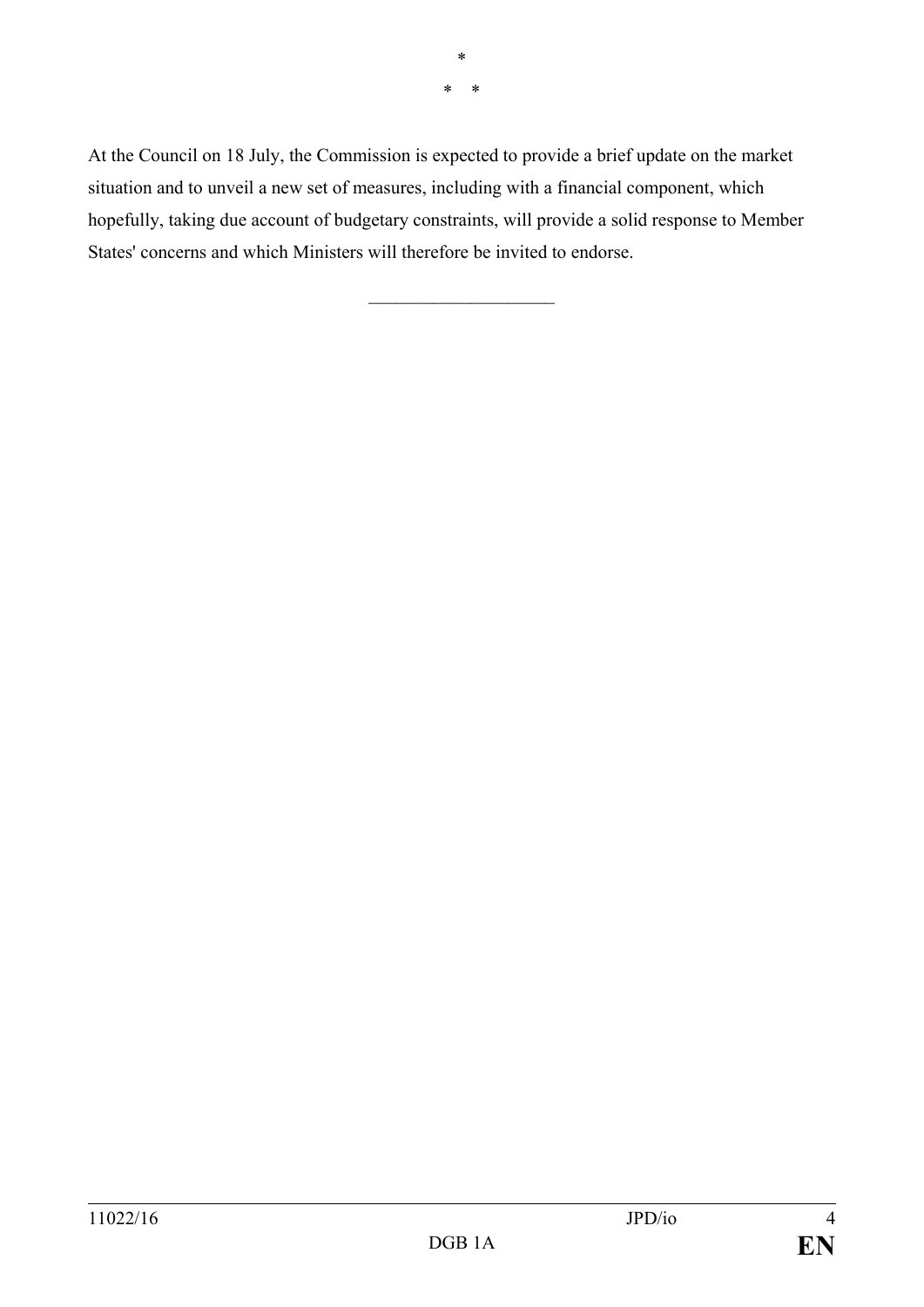*

\* *

At the Council on 18 July, the Commission is expected to provide a brief update on the market situation and to unveil a new set of measures, including with a financial component, which hopefully, taking due account of budgetary constraints, will provide a solid response to Member States' concerns and which Ministers will therefore be invited to endorse.

\_\_\_\_\_\_\_\_\_\_\_\_\_\_\_\_\_\_\_\_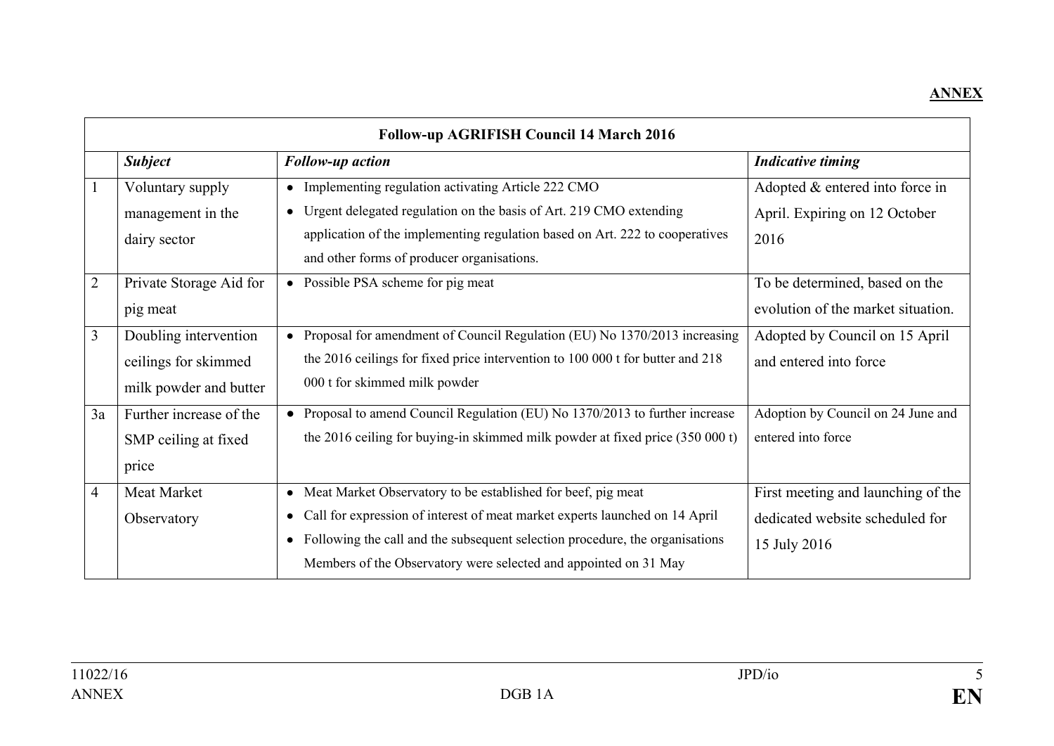**ANNEX**

| Follow-up AGRIFISH Council 14 March 2016 | | | |
|---|---|---|---|
| | ***Subject*** | ***Follow-up action*** | ***Indicative timing*** |
| 1 | Voluntary supply management in the dairy sector | • Implementing regulation activating Article 222 CMO<br>• Urgent delegated regulation on the basis of Art. 219 CMO extending application of the implementing regulation based on Art. 222 to cooperatives and other forms of producer organisations. | Adopted & entered into force in April. Expiring on 12 October 2016 |
| 2 | Private Storage Aid for pig meat | • Possible PSA scheme for pig meat | To be determined, based on the evolution of the market situation. |
| 3 | Doubling intervention ceilings for skimmed milk powder and butter | • Proposal for amendment of Council Regulation (EU) No 1370/2013 increasing the 2016 ceilings for fixed price intervention to 100 000 t for butter and 218 000 t for skimmed milk powder | Adopted by Council on 15 April and entered into force |
| 3a | Further increase of the SMP ceiling at fixed price | • Proposal to amend Council Regulation (EU) No 1370/2013 to further increase the 2016 ceiling for buying-in skimmed milk powder at fixed price (350 000 t) | Adoption by Council on 24 June and entered into force |
| 4 | Meat Market Observatory | • Meat Market Observatory to be established for beef, pig meat<br>• Call for expression of interest of meat market experts launched on 14 April<br>• Following the call and the subsequent selection procedure, the organisations Members of the Observatory were selected and appointed on 31 May | First meeting and launching of the dedicated website scheduled for 15 July 2016 |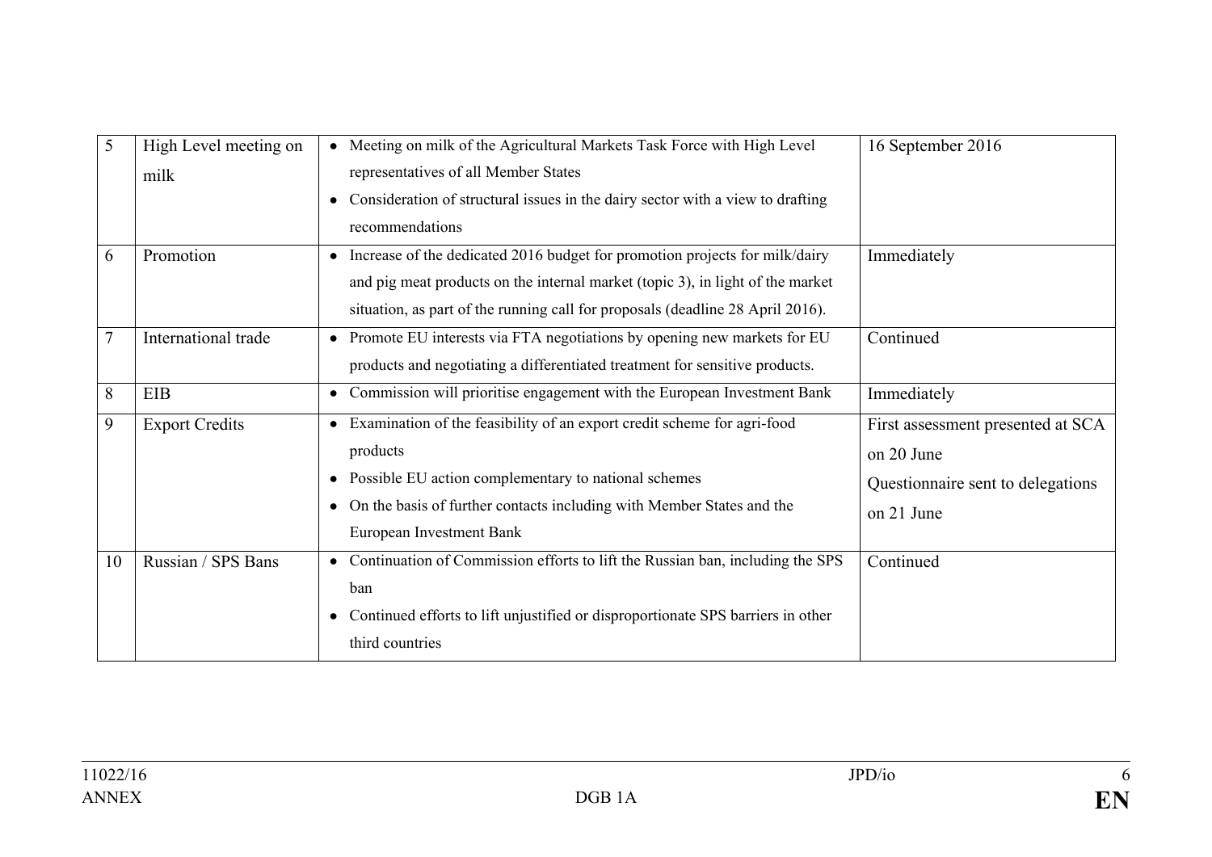| 5 | High Level meeting on milk | • Meeting on milk of the Agricultural Markets Task Force with High Level representatives of all Member States<br>• Consideration of structural issues in the dairy sector with a view to drafting recommendations | 16 September 2016 |
|---|---|---|---|
| 6 | Promotion | • Increase of the dedicated 2016 budget for promotion projects for milk/dairy and pig meat products on the internal market (topic 3), in light of the market situation, as part of the running call for proposals (deadline 28 April 2016). | Immediately |
| 7 | International trade | • Promote EU interests via FTA negotiations by opening new markets for EU products and negotiating a differentiated treatment for sensitive products. | Continued |
| 8 | EIB | • Commission will prioritise engagement with the European Investment Bank | Immediately |
| 9 | Export Credits | • Examination of the feasibility of an export credit scheme for agri-food products<br>• Possible EU action complementary to national schemes<br>• On the basis of further contacts including with Member States and the European Investment Bank | First assessment presented at SCA on 20 June<br>Questionnaire sent to delegations on 21 June |
| 10 | Russian / SPS Bans | • Continuation of Commission efforts to lift the Russian ban, including the SPS ban<br>• Continued efforts to lift unjustified or disproportionate SPS barriers in other third countries | Continued |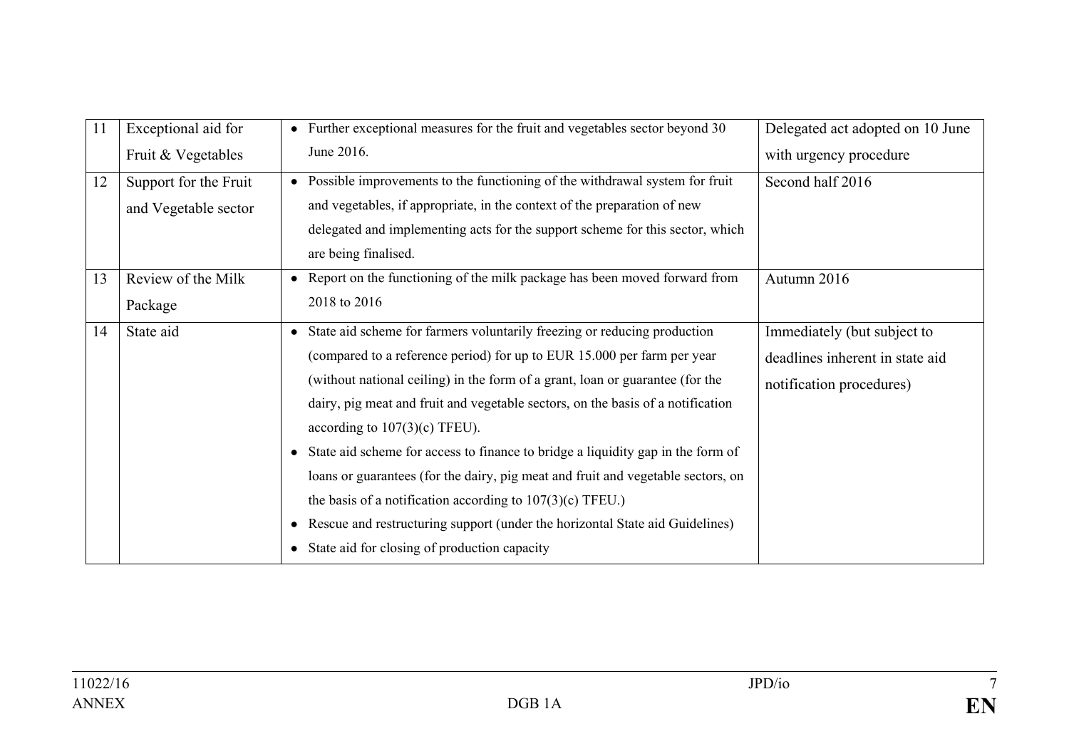| 11 | Exceptional aid for Fruit & Vegetables | • Further exceptional measures for the fruit and vegetables sector beyond 30 June 2016. | Delegated act adopted on 10 June with urgency procedure |
|---|---|---|---|
| 12 | Support for the Fruit and Vegetable sector | • Possible improvements to the functioning of the withdrawal system for fruit and vegetables, if appropriate, in the context of the preparation of new delegated and implementing acts for the support scheme for this sector, which are being finalised. | Second half 2016 |
| 13 | Review of the Milk Package | • Report on the functioning of the milk package has been moved forward from 2018 to 2016 | Autumn 2016 |
| 14 | State aid | • State aid scheme for farmers voluntarily freezing or reducing production (compared to a reference period) for up to EUR 15.000 per farm per year (without national ceiling) in the form of a grant, loan or guarantee (for the dairy, pig meat and fruit and vegetable sectors, on the basis of a notification according to 107(3)(c) TFEU).<br>• State aid scheme for access to finance to bridge a liquidity gap in the form of loans or guarantees (for the dairy, pig meat and fruit and vegetable sectors, on the basis of a notification according to 107(3)(c) TFEU.)<br>• Rescue and restructuring support (under the horizontal State aid Guidelines)<br>• State aid for closing of production capacity | Immediately (but subject to deadlines inherent in state aid notification procedures) |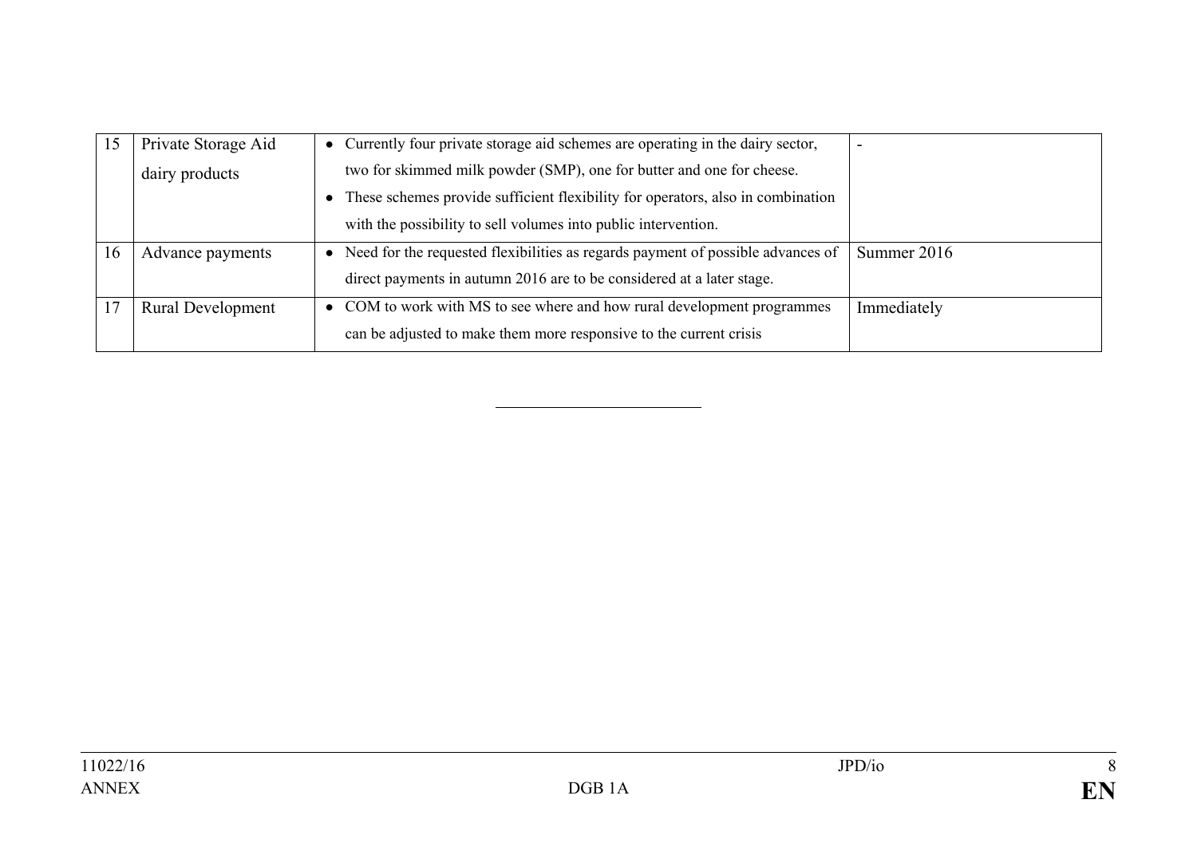| | | | |
|---|---|---|---|
| 15 | Private Storage Aid dairy products | • Currently four private storage aid schemes are operating in the dairy sector, two for skimmed milk powder (SMP), one for butter and one for cheese.<br>• These schemes provide sufficient flexibility for operators, also in combination with the possibility to sell volumes into public intervention. | - |
| 16 | Advance payments | • Need for the requested flexibilities as regards payment of possible advances of direct payments in autumn 2016 are to be considered at a later stage. | Summer 2016 |
| 17 | Rural Development | • COM to work with MS to see where and how rural development programmes can be adjusted to make them more responsive to the current crisis | Immediately |